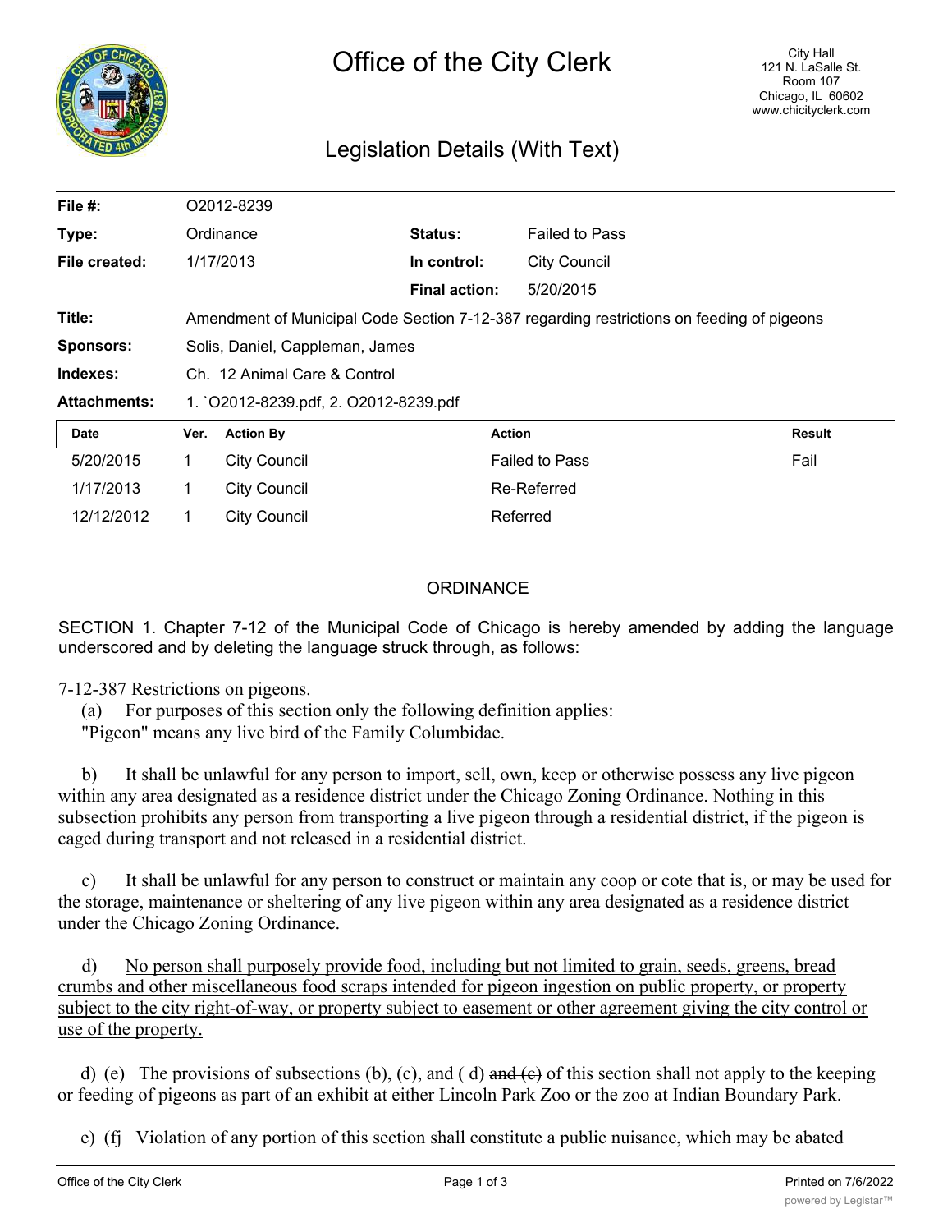# Office of the City Clerk

City Hall
121 N. LaSalle St.
Room 107
Chicago, IL 60602
www.chicityclerk.com

## Legislation Details (With Text)

| | | | |
|---|---|---|---|
| **File #:** | O2012-8239 | | |
| **Type:** | Ordinance | **Status:** | Failed to Pass |
| **File created:** | 1/17/2013 | **In control:** | City Council |
| | | **Final action:** | 5/20/2015 |
| **Title:** | Amendment of Municipal Code Section 7-12-387 regarding restrictions on feeding of pigeons | | |
| **Sponsors:** | Solis, Daniel, Cappleman, James | | |
| **Indexes:** | Ch. 12 Animal Care & Control | | |
| **Attachments:** | 1. `O2012-8239.pdf, 2. O2012-8239.pdf | | |

| Date | Ver. | Action By | Action | Result |
|---|---|---|---|---|
| 5/20/2015 | 1 | City Council | Failed to Pass | Fail |
| 1/17/2013 | 1 | City Council | Re-Referred | |
| 12/12/2012 | 1 | City Council | Referred | |

ORDINANCE

SECTION 1. Chapter 7-12 of the Municipal Code of Chicago is hereby amended by adding the language underscored and by deleting the language struck through, as follows:

7-12-387 Restrictions on pigeons.

(a) For purposes of this section only the following definition applies:
"Pigeon" means any live bird of the Family Columbidae.

b) It shall be unlawful for any person to import, sell, own, keep or otherwise possess any live pigeon within any area designated as a residence district under the Chicago Zoning Ordinance. Nothing in this subsection prohibits any person from transporting a live pigeon through a residential district, if the pigeon is caged during transport and not released in a residential district.

c) It shall be unlawful for any person to construct or maintain any coop or cote that is, or may be used for the storage, maintenance or sheltering of any live pigeon within any area designated as a residence district under the Chicago Zoning Ordinance.

d) <u>No person shall purposely provide food, including but not limited to grain, seeds, greens, bread crumbs and other miscellaneous food scraps intended for pigeon ingestion on public property, or property subject to the city right-of-way, or property subject to easement or other agreement giving the city control or use of the property.</u>

d) (e) The provisions of subsections (b), (c), and ( d) ~~and (c)~~ of this section shall not apply to the keeping or feeding of pigeons as part of an exhibit at either Lincoln Park Zoo or the zoo at Indian Boundary Park.

e) (fj Violation of any portion of this section shall constitute a public nuisance, which may be abated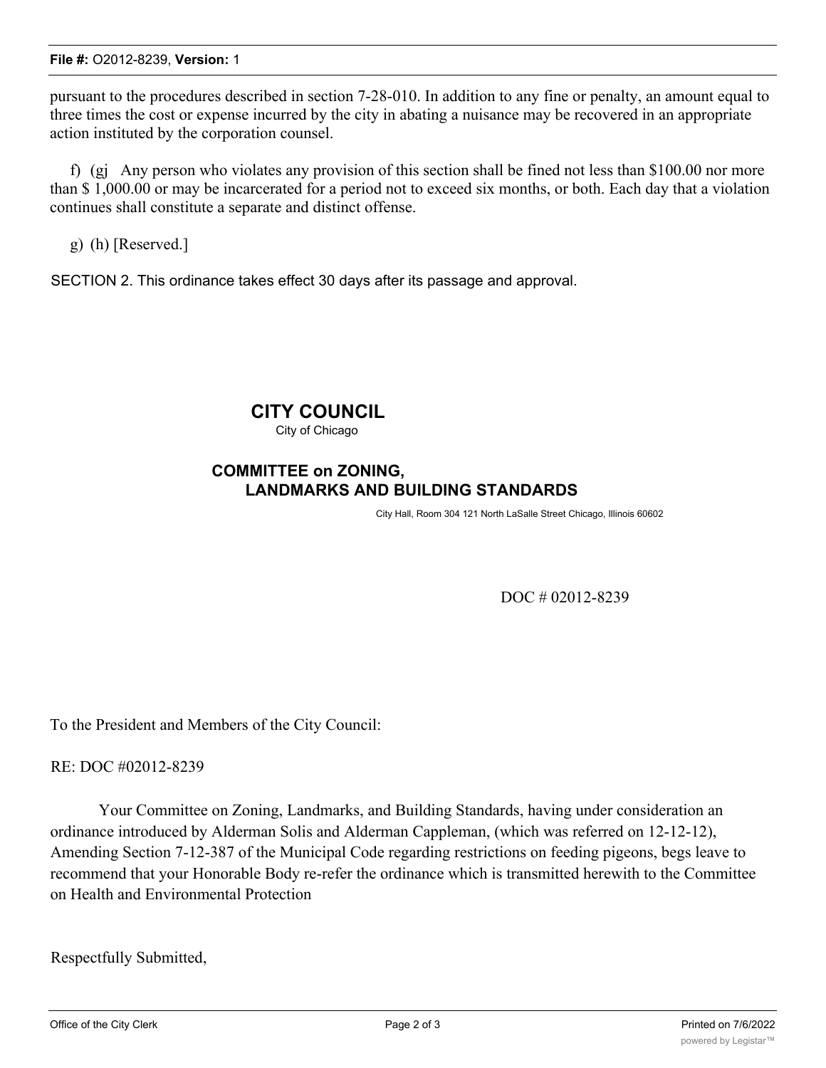pursuant to the procedures described in section 7-28-010. In addition to any fine or penalty, an amount equal to three times the cost or expense incurred by the city in abating a nuisance may be recovered in an appropriate action instituted by the corporation counsel.

f) (gj Any person who violates any provision of this section shall be fined not less than $100.00 nor more than $ 1,000.00 or may be incarcerated for a period not to exceed six months, or both. Each day that a violation continues shall constitute a separate and distinct offense.

g) (h) [Reserved.]

SECTION 2. This ordinance takes effect 30 days after its passage and approval.

**CITY COUNCIL**
City of Chicago

**COMMITTEE on ZONING, LANDMARKS AND BUILDING STANDARDS**

City Hall, Room 304 121 North LaSalle Street Chicago, Illinois 60602

DOC # 02012-8239

To the President and Members of the City Council:

RE: DOC #02012-8239

Your Committee on Zoning, Landmarks, and Building Standards, having under consideration an ordinance introduced by Alderman Solis and Alderman Cappleman, (which was referred on 12-12-12), Amending Section 7-12-387 of the Municipal Code regarding restrictions on feeding pigeons, begs leave to recommend that your Honorable Body re-refer the ordinance which is transmitted herewith to the Committee on Health and Environmental Protection

Respectfully Submitted,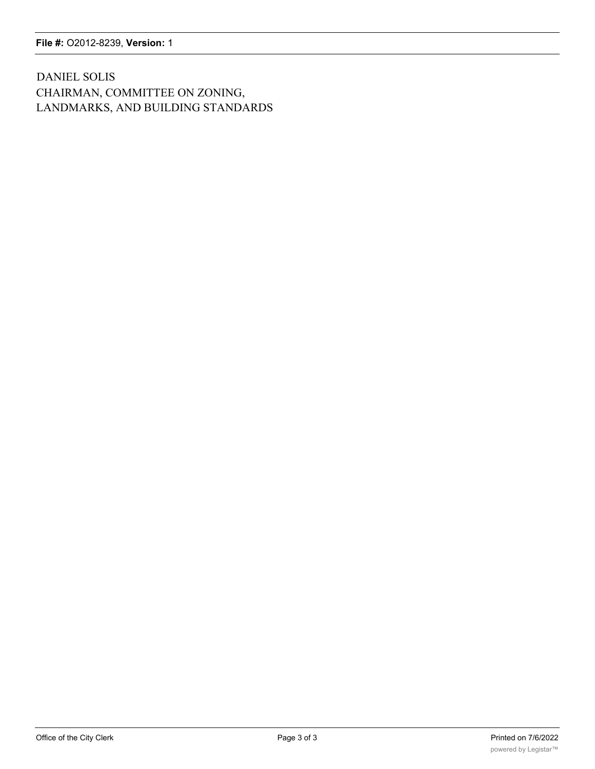DANIEL SOLIS
CHAIRMAN, COMMITTEE ON ZONING,
LANDMARKS, AND BUILDING STANDARDS